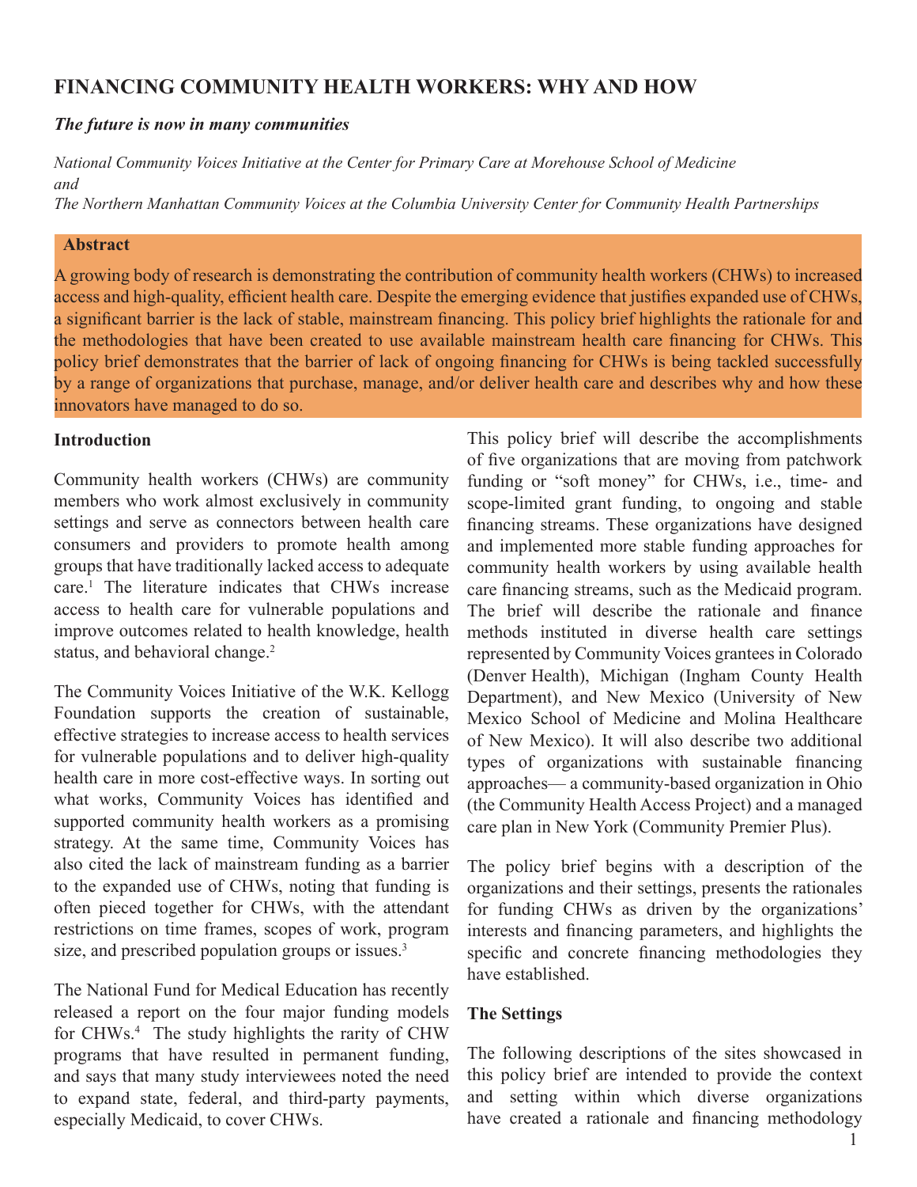# FINANCING COMMUNITY HEALTH WORKERS: WHY AND HOW

***The future is now in many communities***

*National Community Voices Initiative at the Center for Primary Care at Morehouse School of Medicine*
*and*
*The Northern Manhattan Community Voices at the Columbia University Center for Community Health Partnerships*

**Abstract**

A growing body of research is demonstrating the contribution of community health workers (CHWs) to increased access and high-quality, efficient health care. Despite the emerging evidence that justifies expanded use of CHWs, a significant barrier is the lack of stable, mainstream financing. This policy brief highlights the rationale for and the methodologies that have been created to use available mainstream health care financing for CHWs. This policy brief demonstrates that the barrier of lack of ongoing financing for CHWs is being tackled successfully by a range of organizations that purchase, manage, and/or deliver health care and describes why and how these innovators have managed to do so.

## Introduction

Community health workers (CHWs) are community members who work almost exclusively in community settings and serve as connectors between health care consumers and providers to promote health among groups that have traditionally lacked access to adequate care.[1] The literature indicates that CHWs increase access to health care for vulnerable populations and improve outcomes related to health knowledge, health status, and behavioral change.[2]

The Community Voices Initiative of the W.K. Kellogg Foundation supports the creation of sustainable, effective strategies to increase access to health services for vulnerable populations and to deliver high-quality health care in more cost-effective ways. In sorting out what works, Community Voices has identified and supported community health workers as a promising strategy. At the same time, Community Voices has also cited the lack of mainstream funding as a barrier to the expanded use of CHWs, noting that funding is often pieced together for CHWs, with the attendant restrictions on time frames, scopes of work, program size, and prescribed population groups or issues.[3]

The National Fund for Medical Education has recently released a report on the four major funding models for CHWs.[4] The study highlights the rarity of CHW programs that have resulted in permanent funding, and says that many study interviewees noted the need to expand state, federal, and third-party payments, especially Medicaid, to cover CHWs.

This policy brief will describe the accomplishments of five organizations that are moving from patchwork funding or "soft money" for CHWs, i.e., time- and scope-limited grant funding, to ongoing and stable financing streams. These organizations have designed and implemented more stable funding approaches for community health workers by using available health care financing streams, such as the Medicaid program. The brief will describe the rationale and finance methods instituted in diverse health care settings represented by Community Voices grantees in Colorado (Denver Health), Michigan (Ingham County Health Department), and New Mexico (University of New Mexico School of Medicine and Molina Healthcare of New Mexico). It will also describe two additional types of organizations with sustainable financing approaches— a community-based organization in Ohio (the Community Health Access Project) and a managed care plan in New York (Community Premier Plus).

The policy brief begins with a description of the organizations and their settings, presents the rationales for funding CHWs as driven by the organizations' interests and financing parameters, and highlights the specific and concrete financing methodologies they have established.

## The Settings

The following descriptions of the sites showcased in this policy brief are intended to provide the context and setting within which diverse organizations have created a rationale and financing methodology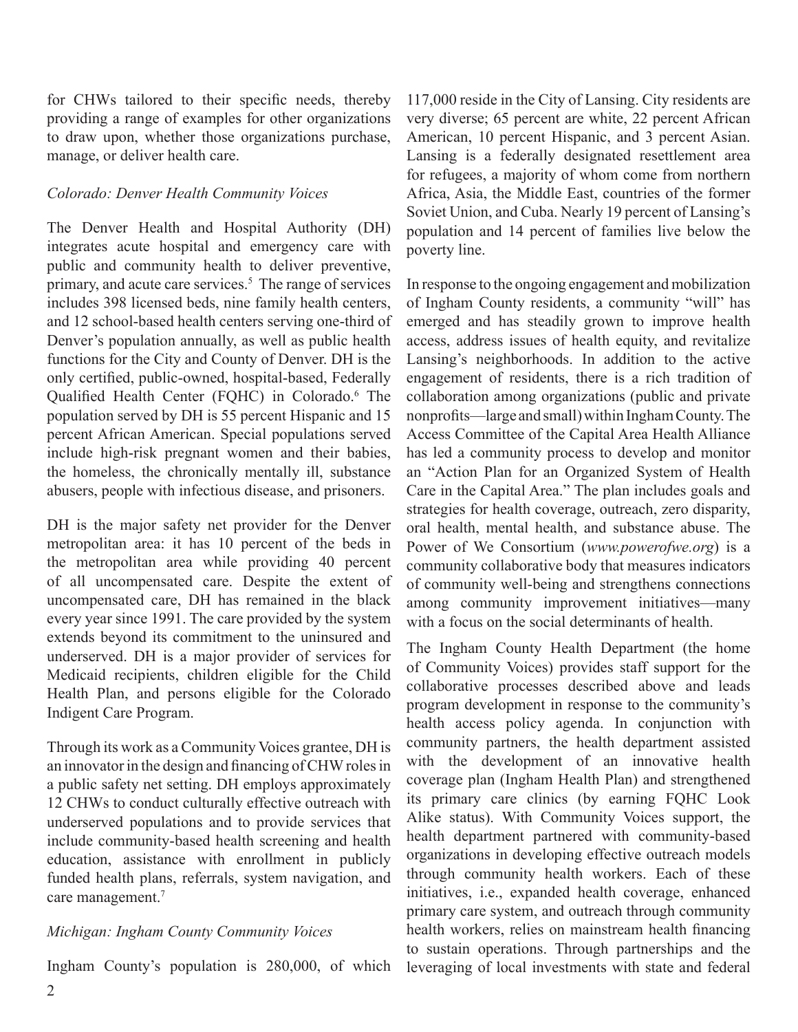for CHWs tailored to their specific needs, thereby providing a range of examples for other organizations to draw upon, whether those organizations purchase, manage, or deliver health care.

*Colorado: Denver Health Community Voices*

The Denver Health and Hospital Authority (DH) integrates acute hospital and emergency care with public and community health to deliver preventive, primary, and acute care services.[5] The range of services includes 398 licensed beds, nine family health centers, and 12 school-based health centers serving one-third of Denver's population annually, as well as public health functions for the City and County of Denver. DH is the only certified, public-owned, hospital-based, Federally Qualified Health Center (FQHC) in Colorado.[6] The population served by DH is 55 percent Hispanic and 15 percent African American. Special populations served include high-risk pregnant women and their babies, the homeless, the chronically mentally ill, substance abusers, people with infectious disease, and prisoners.

DH is the major safety net provider for the Denver metropolitan area: it has 10 percent of the beds in the metropolitan area while providing 40 percent of all uncompensated care. Despite the extent of uncompensated care, DH has remained in the black every year since 1991. The care provided by the system extends beyond its commitment to the uninsured and underserved. DH is a major provider of services for Medicaid recipients, children eligible for the Child Health Plan, and persons eligible for the Colorado Indigent Care Program.

Through its work as a Community Voices grantee, DH is an innovator in the design and financing of CHW roles in a public safety net setting. DH employs approximately 12 CHWs to conduct culturally effective outreach with underserved populations and to provide services that include community-based health screening and health education, assistance with enrollment in publicly funded health plans, referrals, system navigation, and care management.[7]

*Michigan: Ingham County Community Voices*

Ingham County's population is 280,000, of which 117,000 reside in the City of Lansing. City residents are very diverse; 65 percent are white, 22 percent African American, 10 percent Hispanic, and 3 percent Asian. Lansing is a federally designated resettlement area for refugees, a majority of whom come from northern Africa, Asia, the Middle East, countries of the former Soviet Union, and Cuba. Nearly 19 percent of Lansing's population and 14 percent of families live below the poverty line.

In response to the ongoing engagement and mobilization of Ingham County residents, a community "will" has emerged and has steadily grown to improve health access, address issues of health equity, and revitalize Lansing's neighborhoods. In addition to the active engagement of residents, there is a rich tradition of collaboration among organizations (public and private nonprofits—large and small) within Ingham County. The Access Committee of the Capital Area Health Alliance has led a community process to develop and monitor an "Action Plan for an Organized System of Health Care in the Capital Area." The plan includes goals and strategies for health coverage, outreach, zero disparity, oral health, mental health, and substance abuse. The Power of We Consortium (*www.powerofwe.org*) is a community collaborative body that measures indicators of community well-being and strengthens connections among community improvement initiatives—many with a focus on the social determinants of health.

The Ingham County Health Department (the home of Community Voices) provides staff support for the collaborative processes described above and leads program development in response to the community's health access policy agenda. In conjunction with community partners, the health department assisted with the development of an innovative health coverage plan (Ingham Health Plan) and strengthened its primary care clinics (by earning FQHC Look Alike status). With Community Voices support, the health department partnered with community-based organizations in developing effective outreach models through community health workers. Each of these initiatives, i.e., expanded health coverage, enhanced primary care system, and outreach through community health workers, relies on mainstream health financing to sustain operations. Through partnerships and the leveraging of local investments with state and federal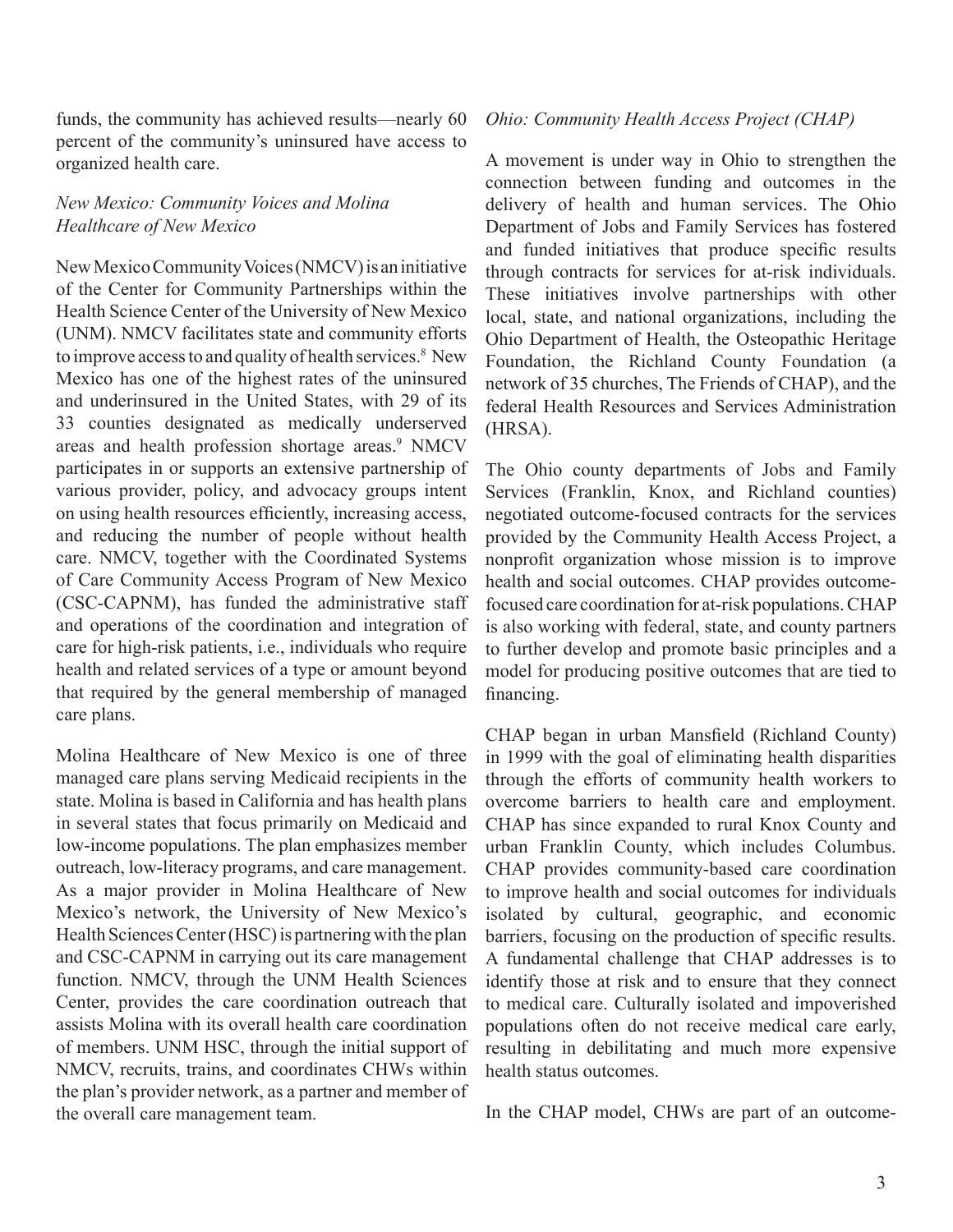funds, the community has achieved results—nearly 60 percent of the community's uninsured have access to organized health care.

*New Mexico: Community Voices and Molina Healthcare of New Mexico*

New Mexico Community Voices (NMCV) is an initiative of the Center for Community Partnerships within the Health Science Center of the University of New Mexico (UNM). NMCV facilitates state and community efforts to improve access to and quality of health services.[8] New Mexico has one of the highest rates of the uninsured and underinsured in the United States, with 29 of its 33 counties designated as medically underserved areas and health profession shortage areas.[9] NMCV participates in or supports an extensive partnership of various provider, policy, and advocacy groups intent on using health resources efficiently, increasing access, and reducing the number of people without health care. NMCV, together with the Coordinated Systems of Care Community Access Program of New Mexico (CSC-CAPNM), has funded the administrative staff and operations of the coordination and integration of care for high-risk patients, i.e., individuals who require health and related services of a type or amount beyond that required by the general membership of managed care plans.

Molina Healthcare of New Mexico is one of three managed care plans serving Medicaid recipients in the state. Molina is based in California and has health plans in several states that focus primarily on Medicaid and low-income populations. The plan emphasizes member outreach, low-literacy programs, and care management. As a major provider in Molina Healthcare of New Mexico's network, the University of New Mexico's Health Sciences Center (HSC) is partnering with the plan and CSC-CAPNM in carrying out its care management function. NMCV, through the UNM Health Sciences Center, provides the care coordination outreach that assists Molina with its overall health care coordination of members. UNM HSC, through the initial support of NMCV, recruits, trains, and coordinates CHWs within the plan's provider network, as a partner and member of the overall care management team.

*Ohio: Community Health Access Project (CHAP)*

A movement is under way in Ohio to strengthen the connection between funding and outcomes in the delivery of health and human services. The Ohio Department of Jobs and Family Services has fostered and funded initiatives that produce specific results through contracts for services for at-risk individuals. These initiatives involve partnerships with other local, state, and national organizations, including the Ohio Department of Health, the Osteopathic Heritage Foundation, the Richland County Foundation (a network of 35 churches, The Friends of CHAP), and the federal Health Resources and Services Administration (HRSA).

The Ohio county departments of Jobs and Family Services (Franklin, Knox, and Richland counties) negotiated outcome-focused contracts for the services provided by the Community Health Access Project, a nonprofit organization whose mission is to improve health and social outcomes. CHAP provides outcome-focused care coordination for at-risk populations. CHAP is also working with federal, state, and county partners to further develop and promote basic principles and a model for producing positive outcomes that are tied to financing.

CHAP began in urban Mansfield (Richland County) in 1999 with the goal of eliminating health disparities through the efforts of community health workers to overcome barriers to health care and employment. CHAP has since expanded to rural Knox County and urban Franklin County, which includes Columbus. CHAP provides community-based care coordination to improve health and social outcomes for individuals isolated by cultural, geographic, and economic barriers, focusing on the production of specific results. A fundamental challenge that CHAP addresses is to identify those at risk and to ensure that they connect to medical care. Culturally isolated and impoverished populations often do not receive medical care early, resulting in debilitating and much more expensive health status outcomes.

In the CHAP model, CHWs are part of an outcome-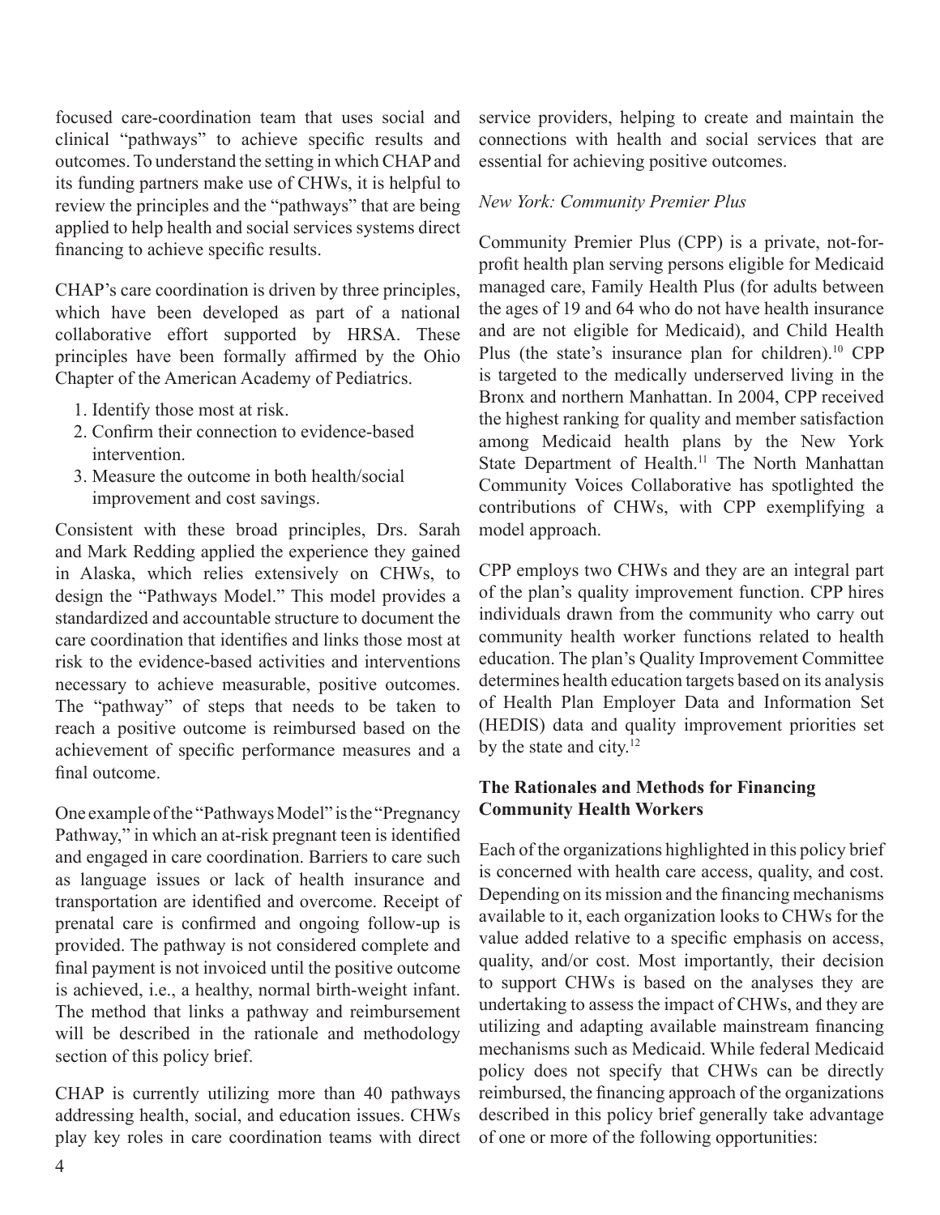focused care-coordination team that uses social and clinical "pathways" to achieve specific results and outcomes. To understand the setting in which CHAP and its funding partners make use of CHWs, it is helpful to review the principles and the "pathways" that are being applied to help health and social services systems direct financing to achieve specific results.

CHAP's care coordination is driven by three principles, which have been developed as part of a national collaborative effort supported by HRSA. These principles have been formally affirmed by the Ohio Chapter of the American Academy of Pediatrics.

1. Identify those most at risk.
2. Confirm their connection to evidence-based intervention.
3. Measure the outcome in both health/social improvement and cost savings.

Consistent with these broad principles, Drs. Sarah and Mark Redding applied the experience they gained in Alaska, which relies extensively on CHWs, to design the "Pathways Model." This model provides a standardized and accountable structure to document the care coordination that identifies and links those most at risk to the evidence-based activities and interventions necessary to achieve measurable, positive outcomes. The "pathway" of steps that needs to be taken to reach a positive outcome is reimbursed based on the achievement of specific performance measures and a final outcome.

One example of the "Pathways Model" is the "Pregnancy Pathway," in which an at-risk pregnant teen is identified and engaged in care coordination. Barriers to care such as language issues or lack of health insurance and transportation are identified and overcome. Receipt of prenatal care is confirmed and ongoing follow-up is provided. The pathway is not considered complete and final payment is not invoiced until the positive outcome is achieved, i.e., a healthy, normal birth-weight infant. The method that links a pathway and reimbursement will be described in the rationale and methodology section of this policy brief.

CHAP is currently utilizing more than 40 pathways addressing health, social, and education issues. CHWs play key roles in care coordination teams with direct service providers, helping to create and maintain the connections with health and social services that are essential for achieving positive outcomes.

*New York: Community Premier Plus*

Community Premier Plus (CPP) is a private, not-for-profit health plan serving persons eligible for Medicaid managed care, Family Health Plus (for adults between the ages of 19 and 64 who do not have health insurance and are not eligible for Medicaid), and Child Health Plus (the state's insurance plan for children).[10] CPP is targeted to the medically underserved living in the Bronx and northern Manhattan. In 2004, CPP received the highest ranking for quality and member satisfaction among Medicaid health plans by the New York State Department of Health.[11] The North Manhattan Community Voices Collaborative has spotlighted the contributions of CHWs, with CPP exemplifying a model approach.

CPP employs two CHWs and they are an integral part of the plan's quality improvement function. CPP hires individuals drawn from the community who carry out community health worker functions related to health education. The plan's Quality Improvement Committee determines health education targets based on its analysis of Health Plan Employer Data and Information Set (HEDIS) data and quality improvement priorities set by the state and city.[12]

**The Rationales and Methods for Financing Community Health Workers**

Each of the organizations highlighted in this policy brief is concerned with health care access, quality, and cost. Depending on its mission and the financing mechanisms available to it, each organization looks to CHWs for the value added relative to a specific emphasis on access, quality, and/or cost. Most importantly, their decision to support CHWs is based on the analyses they are undertaking to assess the impact of CHWs, and they are utilizing and adapting available mainstream financing mechanisms such as Medicaid. While federal Medicaid policy does not specify that CHWs can be directly reimbursed, the financing approach of the organizations described in this policy brief generally take advantage of one or more of the following opportunities: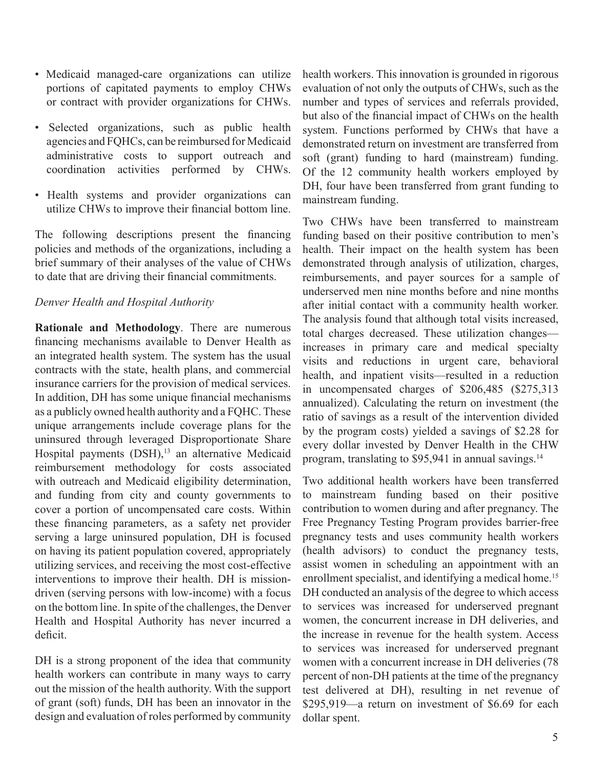- Medicaid managed-care organizations can utilize portions of capitated payments to employ CHWs or contract with provider organizations for CHWs.
- Selected organizations, such as public health agencies and FQHCs, can be reimbursed for Medicaid administrative costs to support outreach and coordination activities performed by CHWs.
- Health systems and provider organizations can utilize CHWs to improve their financial bottom line.

The following descriptions present the financing policies and methods of the organizations, including a brief summary of their analyses of the value of CHWs to date that are driving their financial commitments.

*Denver Health and Hospital Authority*

**Rationale and Methodology**. There are numerous financing mechanisms available to Denver Health as an integrated health system. The system has the usual contracts with the state, health plans, and commercial insurance carriers for the provision of medical services. In addition, DH has some unique financial mechanisms as a publicly owned health authority and a FQHC. These unique arrangements include coverage plans for the uninsured through leveraged Disproportionate Share Hospital payments (DSH),[13] an alternative Medicaid reimbursement methodology for costs associated with outreach and Medicaid eligibility determination, and funding from city and county governments to cover a portion of uncompensated care costs. Within these financing parameters, as a safety net provider serving a large uninsured population, DH is focused on having its patient population covered, appropriately utilizing services, and receiving the most cost-effective interventions to improve their health. DH is mission-driven (serving persons with low-income) with a focus on the bottom line. In spite of the challenges, the Denver Health and Hospital Authority has never incurred a deficit.

DH is a strong proponent of the idea that community health workers can contribute in many ways to carry out the mission of the health authority. With the support of grant (soft) funds, DH has been an innovator in the design and evaluation of roles performed by community health workers. This innovation is grounded in rigorous evaluation of not only the outputs of CHWs, such as the number and types of services and referrals provided, but also of the financial impact of CHWs on the health system. Functions performed by CHWs that have a demonstrated return on investment are transferred from soft (grant) funding to hard (mainstream) funding. Of the 12 community health workers employed by DH, four have been transferred from grant funding to mainstream funding.

Two CHWs have been transferred to mainstream funding based on their positive contribution to men's health. Their impact on the health system has been demonstrated through analysis of utilization, charges, reimbursements, and payer sources for a sample of underserved men nine months before and nine months after initial contact with a community health worker. The analysis found that although total visits increased, total charges decreased. These utilization changes—increases in primary care and medical specialty visits and reductions in urgent care, behavioral health, and inpatient visits—resulted in a reduction in uncompensated charges of $206,485 ($275,313 annualized). Calculating the return on investment (the ratio of savings as a result of the intervention divided by the program costs) yielded a savings of $2.28 for every dollar invested by Denver Health in the CHW program, translating to $95,941 in annual savings.[14]

Two additional health workers have been transferred to mainstream funding based on their positive contribution to women during and after pregnancy. The Free Pregnancy Testing Program provides barrier-free pregnancy tests and uses community health workers (health advisors) to conduct the pregnancy tests, assist women in scheduling an appointment with an enrollment specialist, and identifying a medical home.[15] DH conducted an analysis of the degree to which access to services was increased for underserved pregnant women, the concurrent increase in DH deliveries, and the increase in revenue for the health system. Access to services was increased for underserved pregnant women with a concurrent increase in DH deliveries (78 percent of non-DH patients at the time of the pregnancy test delivered at DH), resulting in net revenue of $295,919—a return on investment of $6.69 for each dollar spent.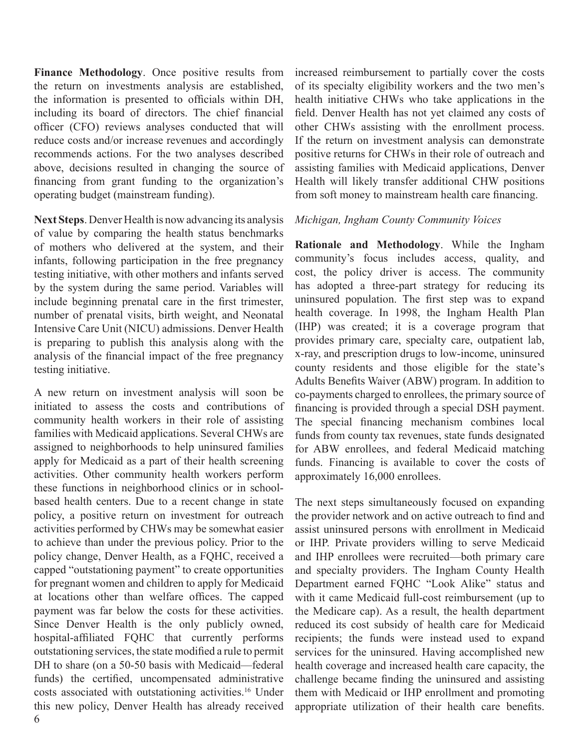**Finance Methodology**. Once positive results from the return on investments analysis are established, the information is presented to officials within DH, including its board of directors. The chief financial officer (CFO) reviews analyses conducted that will reduce costs and/or increase revenues and accordingly recommends actions. For the two analyses described above, decisions resulted in changing the source of financing from grant funding to the organization's operating budget (mainstream funding).

**Next Steps**. Denver Health is now advancing its analysis of value by comparing the health status benchmarks of mothers who delivered at the system, and their infants, following participation in the free pregnancy testing initiative, with other mothers and infants served by the system during the same period. Variables will include beginning prenatal care in the first trimester, number of prenatal visits, birth weight, and Neonatal Intensive Care Unit (NICU) admissions. Denver Health is preparing to publish this analysis along with the analysis of the financial impact of the free pregnancy testing initiative.

A new return on investment analysis will soon be initiated to assess the costs and contributions of community health workers in their role of assisting families with Medicaid applications. Several CHWs are assigned to neighborhoods to help uninsured families apply for Medicaid as a part of their health screening activities. Other community health workers perform these functions in neighborhood clinics or in school-based health centers. Due to a recent change in state policy, a positive return on investment for outreach activities performed by CHWs may be somewhat easier to achieve than under the previous policy. Prior to the policy change, Denver Health, as a FQHC, received a capped "outstationing payment" to create opportunities for pregnant women and children to apply for Medicaid at locations other than welfare offices. The capped payment was far below the costs for these activities. Since Denver Health is the only publicly owned, hospital-affiliated FQHC that currently performs outstationing services, the state modified a rule to permit DH to share (on a 50-50 basis with Medicaid—federal funds) the certified, uncompensated administrative costs associated with outstationing activities.[16] Under this new policy, Denver Health has already received increased reimbursement to partially cover the costs of its specialty eligibility workers and the two men's health initiative CHWs who take applications in the field. Denver Health has not yet claimed any costs of other CHWs assisting with the enrollment process. If the return on investment analysis can demonstrate positive returns for CHWs in their role of outreach and assisting families with Medicaid applications, Denver Health will likely transfer additional CHW positions from soft money to mainstream health care financing.

*Michigan, Ingham County Community Voices*

**Rationale and Methodology**. While the Ingham community's focus includes access, quality, and cost, the policy driver is access. The community has adopted a three-part strategy for reducing its uninsured population. The first step was to expand health coverage. In 1998, the Ingham Health Plan (IHP) was created; it is a coverage program that provides primary care, specialty care, outpatient lab, x-ray, and prescription drugs to low-income, uninsured county residents and those eligible for the state's Adults Benefits Waiver (ABW) program. In addition to co-payments charged to enrollees, the primary source of financing is provided through a special DSH payment. The special financing mechanism combines local funds from county tax revenues, state funds designated for ABW enrollees, and federal Medicaid matching funds. Financing is available to cover the costs of approximately 16,000 enrollees.

The next steps simultaneously focused on expanding the provider network and on active outreach to find and assist uninsured persons with enrollment in Medicaid or IHP. Private providers willing to serve Medicaid and IHP enrollees were recruited—both primary care and specialty providers. The Ingham County Health Department earned FQHC "Look Alike" status and with it came Medicaid full-cost reimbursement (up to the Medicare cap). As a result, the health department reduced its cost subsidy of health care for Medicaid recipients; the funds were instead used to expand services for the uninsured. Having accomplished new health coverage and increased health care capacity, the challenge became finding the uninsured and assisting them with Medicaid or IHP enrollment and promoting appropriate utilization of their health care benefits.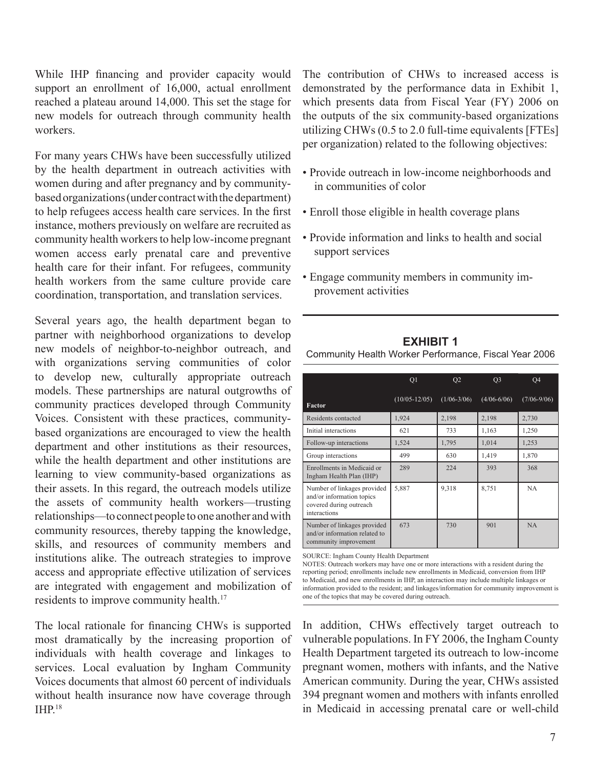While IHP financing and provider capacity would support an enrollment of 16,000, actual enrollment reached a plateau around 14,000. This set the stage for new models for outreach through community health workers.

For many years CHWs have been successfully utilized by the health department in outreach activities with women during and after pregnancy and by community-based organizations (under contract with the department) to help refugees access health care services. In the first instance, mothers previously on welfare are recruited as community health workers to help low-income pregnant women access early prenatal care and preventive health care for their infant. For refugees, community health workers from the same culture provide care coordination, transportation, and translation services.

Several years ago, the health department began to partner with neighborhood organizations to develop new models of neighbor-to-neighbor outreach, and with organizations serving communities of color to develop new, culturally appropriate outreach models. These partnerships are natural outgrowths of community practices developed through Community Voices. Consistent with these practices, community-based organizations are encouraged to view the health department and other institutions as their resources, while the health department and other institutions are learning to view community-based organizations as their assets. In this regard, the outreach models utilize the assets of community health workers—trusting relationships—to connect people to one another and with community resources, thereby tapping the knowledge, skills, and resources of community members and institutions alike. The outreach strategies to improve access and appropriate effective utilization of services are integrated with engagement and mobilization of residents to improve community health.[17]

The local rationale for financing CHWs is supported most dramatically by the increasing proportion of individuals with health coverage and linkages to services. Local evaluation by Ingham Community Voices documents that almost 60 percent of individuals without health insurance now have coverage through IHP.[18]

The contribution of CHWs to increased access is demonstrated by the performance data in Exhibit 1, which presents data from Fiscal Year (FY) 2006 on the outputs of the six community-based organizations utilizing CHWs (0.5 to 2.0 full-time equivalents [FTEs] per organization) related to the following objectives:

- Provide outreach in low-income neighborhoods and in communities of color
- Enroll those eligible in health coverage plans
- Provide information and links to health and social support services
- Engage community members in community improvement activities

**EXHIBIT 1**

Community Health Worker Performance, Fiscal Year 2006

| Factor | Q1 (10/05-12/05) | Q2 (1/06-3/06) | Q3 (4/06-6/06) | Q4 (7/06-9/06) |
|---|---|---|---|---|
| Residents contacted | 1,924 | 2,198 | 2,198 | 2,730 |
| Initial interactions | 621 | 733 | 1,163 | 1,250 |
| Follow-up interactions | 1,524 | 1,795 | 1,014 | 1,253 |
| Group interactions | 499 | 630 | 1,419 | 1,870 |
| Enrollments in Medicaid or Ingham Health Plan (IHP) | 289 | 224 | 393 | 368 |
| Number of linkages provided and/or information topics covered during outreach interactions | 5,887 | 9,318 | 8,751 | NA |
| Number of linkages provided and/or information related to community improvement | 673 | 730 | 901 | NA |

SOURCE: Ingham County Health Department

NOTES: Outreach workers may have one or more interactions with a resident during the reporting period; enrollments include new enrollments in Medicaid, conversion from IHP to Medicaid, and new enrollments in IHP, an interaction may include multiple linkages or information provided to the resident; and linkages/information for community improvement is one of the topics that may be covered during outreach.

In addition, CHWs effectively target outreach to vulnerable populations. In FY 2006, the Ingham County Health Department targeted its outreach to low-income pregnant women, mothers with infants, and the Native American community. During the year, CHWs assisted 394 pregnant women and mothers with infants enrolled in Medicaid in accessing prenatal care or well-child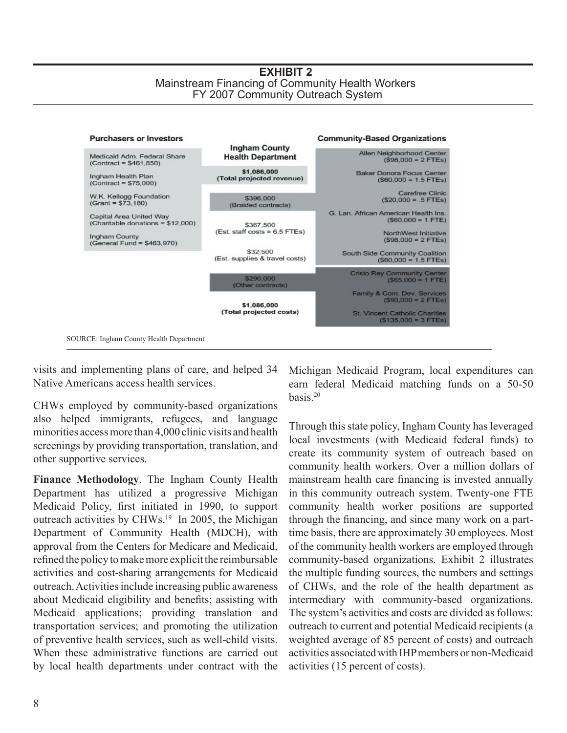**EXHIBIT 2**
Mainstream Financing of Community Health Workers
FY 2007 Community Outreach System

| Purchasers or Investors | Ingham County Health Department | Community-Based Organizations |
|---|---|---|
| Medicaid Adm. Federal Share (Contract = $461,850) | $1,086,000 (Total projected revenue) | Allen Neighborhood Center ($98,000 = 2 FTEs) |
| Ingham Health Plan (Contract = $75,000) | $396,000 (Braided contracts) | Baker Donora Focus Center ($60,000 = 1.5 FTEs) |
| W.K. Kellogg Foundation (Grant = $73,180) | $367,500 (Est. staff costs = 6.5 FTEs) | Carefree Clinic ($20,000 = .5 FTEs) |
| Capital Area United Way (Charitable donations = $12,000) | $32,500 (Est. supplies & travel costs) | G. Lan. African American Health Ins. ($60,000 = 1 FTE) |
| Ingham County (General Fund = $463,970) | | NorthWest Initiative ($98,000 = 2 FTEs) |
| | | South Side Community Coalition ($60,000 = 1.5 FTEs) |
| | $290,000 (Other contracts) | Cristo Rey Community Center ($65,000 = 1 FTE) |
| | | Family & Com. Dev. Services ($90,000 = 2 FTEs) |
| | $1,086,000 (Total projected costs) | St. Vincent Catholic Charities ($135,000 = 3 FTEs) |

SOURCE: Ingham County Health Department

visits and implementing plans of care, and helped 34 Native Americans access health services.

CHWs employed by community-based organizations also helped immigrants, refugees, and language minorities access more than 4,000 clinic visits and health screenings by providing transportation, translation, and other supportive services.

**Finance Methodology**. The Ingham County Health Department has utilized a progressive Michigan Medicaid Policy, first initiated in 1990, to support outreach activities by CHWs.[19] In 2005, the Michigan Department of Community Health (MDCH), with approval from the Centers for Medicare and Medicaid, refined the policy to make more explicit the reimbursable activities and cost-sharing arrangements for Medicaid outreach. Activities include increasing public awareness about Medicaid eligibility and benefits; assisting with Medicaid applications; providing translation and transportation services; and promoting the utilization of preventive health services, such as well-child visits. When these administrative functions are carried out by local health departments under contract with the Michigan Medicaid Program, local expenditures can earn federal Medicaid matching funds on a 50-50 basis.[20]

Through this state policy, Ingham County has leveraged local investments (with Medicaid federal funds) to create its community system of outreach based on community health workers. Over a million dollars of mainstream health care financing is invested annually in this community outreach system. Twenty-one FTE community health worker positions are supported through the financing, and since many work on a part-time basis, there are approximately 30 employees. Most of the community health workers are employed through community-based organizations. Exhibit 2 illustrates the multiple funding sources, the numbers and settings of CHWs, and the role of the health department as intermediary with community-based organizations. The system's activities and costs are divided as follows: outreach to current and potential Medicaid recipients (a weighted average of 85 percent of costs) and outreach activities associated with IHP members or non-Medicaid activities (15 percent of costs).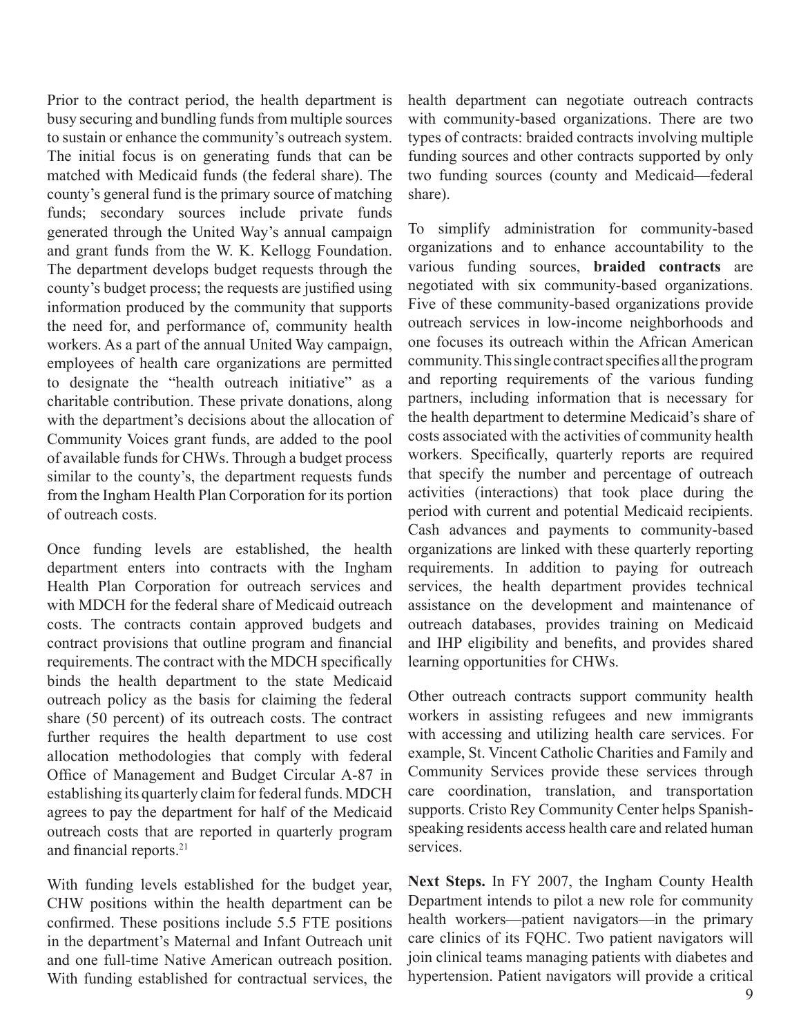Prior to the contract period, the health department is busy securing and bundling funds from multiple sources to sustain or enhance the community's outreach system. The initial focus is on generating funds that can be matched with Medicaid funds (the federal share). The county's general fund is the primary source of matching funds; secondary sources include private funds generated through the United Way's annual campaign and grant funds from the W. K. Kellogg Foundation. The department develops budget requests through the county's budget process; the requests are justified using information produced by the community that supports the need for, and performance of, community health workers. As a part of the annual United Way campaign, employees of health care organizations are permitted to designate the "health outreach initiative" as a charitable contribution. These private donations, along with the department's decisions about the allocation of Community Voices grant funds, are added to the pool of available funds for CHWs. Through a budget process similar to the county's, the department requests funds from the Ingham Health Plan Corporation for its portion of outreach costs.

Once funding levels are established, the health department enters into contracts with the Ingham Health Plan Corporation for outreach services and with MDCH for the federal share of Medicaid outreach costs. The contracts contain approved budgets and contract provisions that outline program and financial requirements. The contract with the MDCH specifically binds the health department to the state Medicaid outreach policy as the basis for claiming the federal share (50 percent) of its outreach costs. The contract further requires the health department to use cost allocation methodologies that comply with federal Office of Management and Budget Circular A-87 in establishing its quarterly claim for federal funds. MDCH agrees to pay the department for half of the Medicaid outreach costs that are reported in quarterly program and financial reports.[21]

With funding levels established for the budget year, CHW positions within the health department can be confirmed. These positions include 5.5 FTE positions in the department's Maternal and Infant Outreach unit and one full-time Native American outreach position. With funding established for contractual services, the health department can negotiate outreach contracts with community-based organizations. There are two types of contracts: braided contracts involving multiple funding sources and other contracts supported by only two funding sources (county and Medicaid—federal share).

To simplify administration for community-based organizations and to enhance accountability to the various funding sources, **braided contracts** are negotiated with six community-based organizations. Five of these community-based organizations provide outreach services in low-income neighborhoods and one focuses its outreach within the African American community. This single contract specifies all the program and reporting requirements of the various funding partners, including information that is necessary for the health department to determine Medicaid's share of costs associated with the activities of community health workers. Specifically, quarterly reports are required that specify the number and percentage of outreach activities (interactions) that took place during the period with current and potential Medicaid recipients. Cash advances and payments to community-based organizations are linked with these quarterly reporting requirements. In addition to paying for outreach services, the health department provides technical assistance on the development and maintenance of outreach databases, provides training on Medicaid and IHP eligibility and benefits, and provides shared learning opportunities for CHWs.

Other outreach contracts support community health workers in assisting refugees and new immigrants with accessing and utilizing health care services. For example, St. Vincent Catholic Charities and Family and Community Services provide these services through care coordination, translation, and transportation supports. Cristo Rey Community Center helps Spanish-speaking residents access health care and related human services.

**Next Steps.** In FY 2007, the Ingham County Health Department intends to pilot a new role for community health workers—patient navigators—in the primary care clinics of its FQHC. Two patient navigators will join clinical teams managing patients with diabetes and hypertension. Patient navigators will provide a critical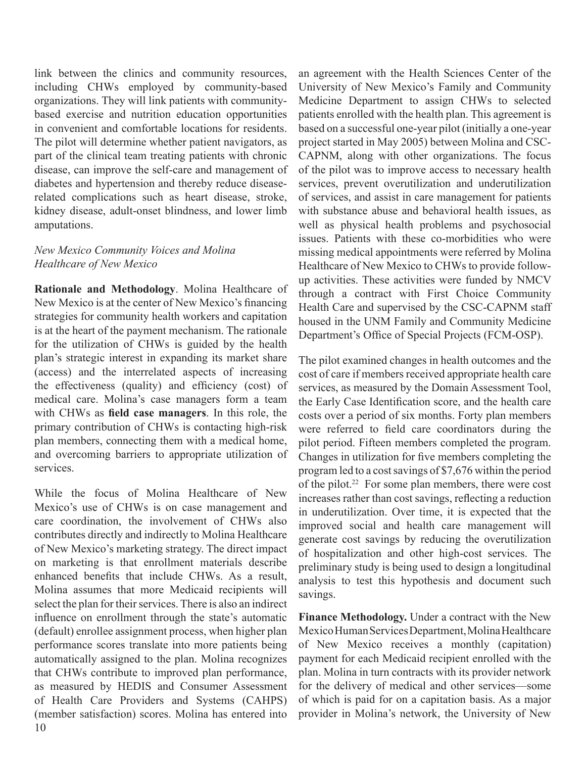link between the clinics and community resources, including CHWs employed by community-based organizations. They will link patients with community-based exercise and nutrition education opportunities in convenient and comfortable locations for residents. The pilot will determine whether patient navigators, as part of the clinical team treating patients with chronic disease, can improve the self-care and management of diabetes and hypertension and thereby reduce disease-related complications such as heart disease, stroke, kidney disease, adult-onset blindness, and lower limb amputations.

*New Mexico Community Voices and Molina Healthcare of New Mexico*

**Rationale and Methodology**. Molina Healthcare of New Mexico is at the center of New Mexico's financing strategies for community health workers and capitation is at the heart of the payment mechanism. The rationale for the utilization of CHWs is guided by the health plan's strategic interest in expanding its market share (access) and the interrelated aspects of increasing the effectiveness (quality) and efficiency (cost) of medical care. Molina's case managers form a team with CHWs as **field case managers**. In this role, the primary contribution of CHWs is contacting high-risk plan members, connecting them with a medical home, and overcoming barriers to appropriate utilization of services.

While the focus of Molina Healthcare of New Mexico's use of CHWs is on case management and care coordination, the involvement of CHWs also contributes directly and indirectly to Molina Healthcare of New Mexico's marketing strategy. The direct impact on marketing is that enrollment materials describe enhanced benefits that include CHWs. As a result, Molina assumes that more Medicaid recipients will select the plan for their services. There is also an indirect influence on enrollment through the state's automatic (default) enrollee assignment process, when higher plan performance scores translate into more patients being automatically assigned to the plan. Molina recognizes that CHWs contribute to improved plan performance, as measured by HEDIS and Consumer Assessment of Health Care Providers and Systems (CAHPS) (member satisfaction) scores. Molina has entered into an agreement with the Health Sciences Center of the University of New Mexico's Family and Community Medicine Department to assign CHWs to selected patients enrolled with the health plan. This agreement is based on a successful one-year pilot (initially a one-year project started in May 2005) between Molina and CSC-CAPNM, along with other organizations. The focus of the pilot was to improve access to necessary health services, prevent overutilization and underutilization of services, and assist in care management for patients with substance abuse and behavioral health issues, as well as physical health problems and psychosocial issues. Patients with these co-morbidities who were missing medical appointments were referred by Molina Healthcare of New Mexico to CHWs to provide follow-up activities. These activities were funded by NMCV through a contract with First Choice Community Health Care and supervised by the CSC-CAPNM staff housed in the UNM Family and Community Medicine Department's Office of Special Projects (FCM-OSP).

The pilot examined changes in health outcomes and the cost of care if members received appropriate health care services, as measured by the Domain Assessment Tool, the Early Case Identification score, and the health care costs over a period of six months. Forty plan members were referred to field care coordinators during the pilot period. Fifteen members completed the program. Changes in utilization for five members completing the program led to a cost savings of $7,676 within the period of the pilot.[22] For some plan members, there were cost increases rather than cost savings, reflecting a reduction in underutilization. Over time, it is expected that the improved social and health care management will generate cost savings by reducing the overutilization of hospitalization and other high-cost services. The preliminary study is being used to design a longitudinal analysis to test this hypothesis and document such savings.

**Finance Methodology.** Under a contract with the New Mexico Human Services Department, Molina Healthcare of New Mexico receives a monthly (capitation) payment for each Medicaid recipient enrolled with the plan. Molina in turn contracts with its provider network for the delivery of medical and other services—some of which is paid for on a capitation basis. As a major provider in Molina's network, the University of New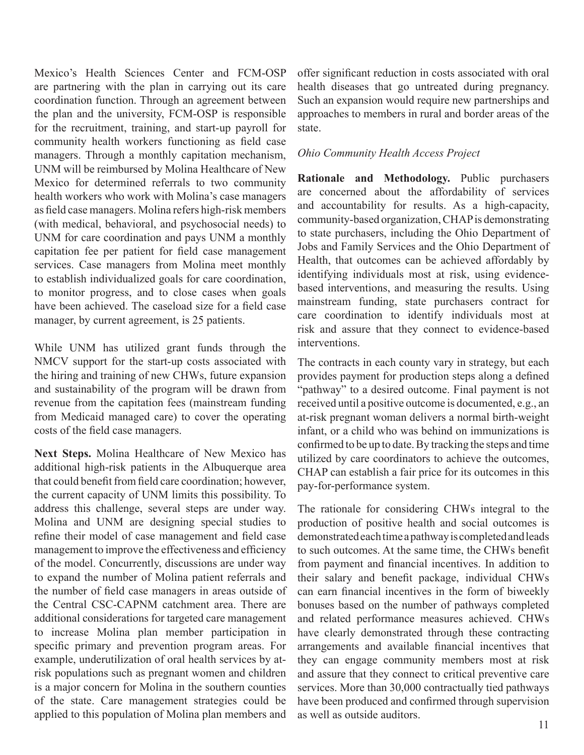Mexico's Health Sciences Center and FCM-OSP are partnering with the plan in carrying out its care coordination function. Through an agreement between the plan and the university, FCM-OSP is responsible for the recruitment, training, and start-up payroll for community health workers functioning as field case managers. Through a monthly capitation mechanism, UNM will be reimbursed by Molina Healthcare of New Mexico for determined referrals to two community health workers who work with Molina's case managers as field case managers. Molina refers high-risk members (with medical, behavioral, and psychosocial needs) to UNM for care coordination and pays UNM a monthly capitation fee per patient for field case management services. Case managers from Molina meet monthly to establish individualized goals for care coordination, to monitor progress, and to close cases when goals have been achieved. The caseload size for a field case manager, by current agreement, is 25 patients.

While UNM has utilized grant funds through the NMCV support for the start-up costs associated with the hiring and training of new CHWs, future expansion and sustainability of the program will be drawn from revenue from the capitation fees (mainstream funding from Medicaid managed care) to cover the operating costs of the field case managers.

**Next Steps.** Molina Healthcare of New Mexico has additional high-risk patients in the Albuquerque area that could benefit from field care coordination; however, the current capacity of UNM limits this possibility. To address this challenge, several steps are under way. Molina and UNM are designing special studies to refine their model of case management and field case management to improve the effectiveness and efficiency of the model. Concurrently, discussions are under way to expand the number of Molina patient referrals and the number of field case managers in areas outside of the Central CSC-CAPNM catchment area. There are additional considerations for targeted care management to increase Molina plan member participation in specific primary and prevention program areas. For example, underutilization of oral health services by at-risk populations such as pregnant women and children is a major concern for Molina in the southern counties of the state. Care management strategies could be applied to this population of Molina plan members and offer significant reduction in costs associated with oral health diseases that go untreated during pregnancy. Such an expansion would require new partnerships and approaches to members in rural and border areas of the state.

*Ohio Community Health Access Project*

**Rationale and Methodology.** Public purchasers are concerned about the affordability of services and accountability for results. As a high-capacity, community-based organization, CHAP is demonstrating to state purchasers, including the Ohio Department of Jobs and Family Services and the Ohio Department of Health, that outcomes can be achieved affordably by identifying individuals most at risk, using evidence-based interventions, and measuring the results. Using mainstream funding, state purchasers contract for care coordination to identify individuals most at risk and assure that they connect to evidence-based interventions.

The contracts in each county vary in strategy, but each provides payment for production steps along a defined "pathway" to a desired outcome. Final payment is not received until a positive outcome is documented, e.g., an at-risk pregnant woman delivers a normal birth-weight infant, or a child who was behind on immunizations is confirmed to be up to date. By tracking the steps and time utilized by care coordinators to achieve the outcomes, CHAP can establish a fair price for its outcomes in this pay-for-performance system.

The rationale for considering CHWs integral to the production of positive health and social outcomes is demonstrated each time a pathway is completed and leads to such outcomes. At the same time, the CHWs benefit from payment and financial incentives. In addition to their salary and benefit package, individual CHWs can earn financial incentives in the form of biweekly bonuses based on the number of pathways completed and related performance measures achieved. CHWs have clearly demonstrated through these contracting arrangements and available financial incentives that they can engage community members most at risk and assure that they connect to critical preventive care services. More than 30,000 contractually tied pathways have been produced and confirmed through supervision as well as outside auditors.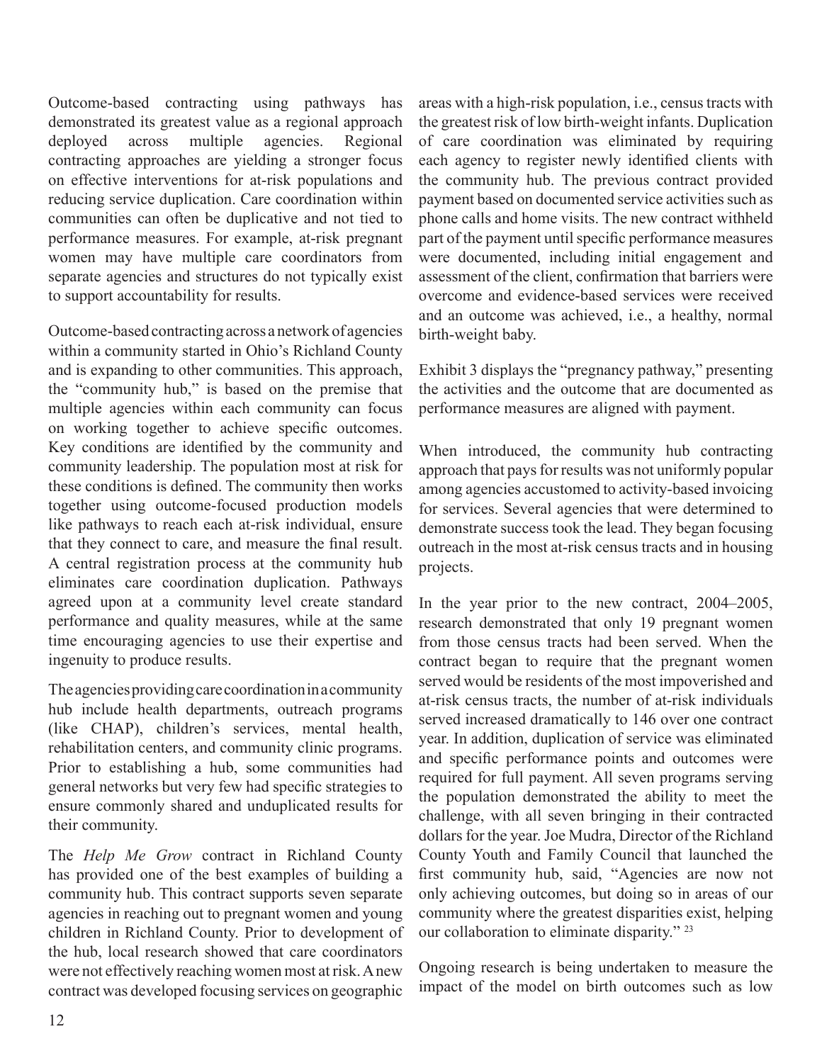Outcome-based contracting using pathways has demonstrated its greatest value as a regional approach deployed across multiple agencies. Regional contracting approaches are yielding a stronger focus on effective interventions for at-risk populations and reducing service duplication. Care coordination within communities can often be duplicative and not tied to performance measures. For example, at-risk pregnant women may have multiple care coordinators from separate agencies and structures do not typically exist to support accountability for results.

Outcome-based contracting across a network of agencies within a community started in Ohio's Richland County and is expanding to other communities. This approach, the "community hub," is based on the premise that multiple agencies within each community can focus on working together to achieve specific outcomes. Key conditions are identified by the community and community leadership. The population most at risk for these conditions is defined. The community then works together using outcome-focused production models like pathways to reach each at-risk individual, ensure that they connect to care, and measure the final result. A central registration process at the community hub eliminates care coordination duplication. Pathways agreed upon at a community level create standard performance and quality measures, while at the same time encouraging agencies to use their expertise and ingenuity to produce results.

The agencies providing care coordination in a community hub include health departments, outreach programs (like CHAP), children's services, mental health, rehabilitation centers, and community clinic programs. Prior to establishing a hub, some communities had general networks but very few had specific strategies to ensure commonly shared and unduplicated results for their community.

The *Help Me Grow* contract in Richland County has provided one of the best examples of building a community hub. This contract supports seven separate agencies in reaching out to pregnant women and young children in Richland County. Prior to development of the hub, local research showed that care coordinators were not effectively reaching women most at risk. A new contract was developed focusing services on geographic areas with a high-risk population, i.e., census tracts with the greatest risk of low birth-weight infants. Duplication of care coordination was eliminated by requiring each agency to register newly identified clients with the community hub. The previous contract provided payment based on documented service activities such as phone calls and home visits. The new contract withheld part of the payment until specific performance measures were documented, including initial engagement and assessment of the client, confirmation that barriers were overcome and evidence-based services were received and an outcome was achieved, i.e., a healthy, normal birth-weight baby.

Exhibit 3 displays the "pregnancy pathway," presenting the activities and the outcome that are documented as performance measures are aligned with payment.

When introduced, the community hub contracting approach that pays for results was not uniformly popular among agencies accustomed to activity-based invoicing for services. Several agencies that were determined to demonstrate success took the lead. They began focusing outreach in the most at-risk census tracts and in housing projects.

In the year prior to the new contract, 2004–2005, research demonstrated that only 19 pregnant women from those census tracts had been served. When the contract began to require that the pregnant women served would be residents of the most impoverished and at-risk census tracts, the number of at-risk individuals served increased dramatically to 146 over one contract year. In addition, duplication of service was eliminated and specific performance points and outcomes were required for full payment. All seven programs serving the population demonstrated the ability to meet the challenge, with all seven bringing in their contracted dollars for the year. Joe Mudra, Director of the Richland County Youth and Family Council that launched the first community hub, said, "Agencies are now not only achieving outcomes, but doing so in areas of our community where the greatest disparities exist, helping our collaboration to eliminate disparity." [23]

Ongoing research is being undertaken to measure the impact of the model on birth outcomes such as low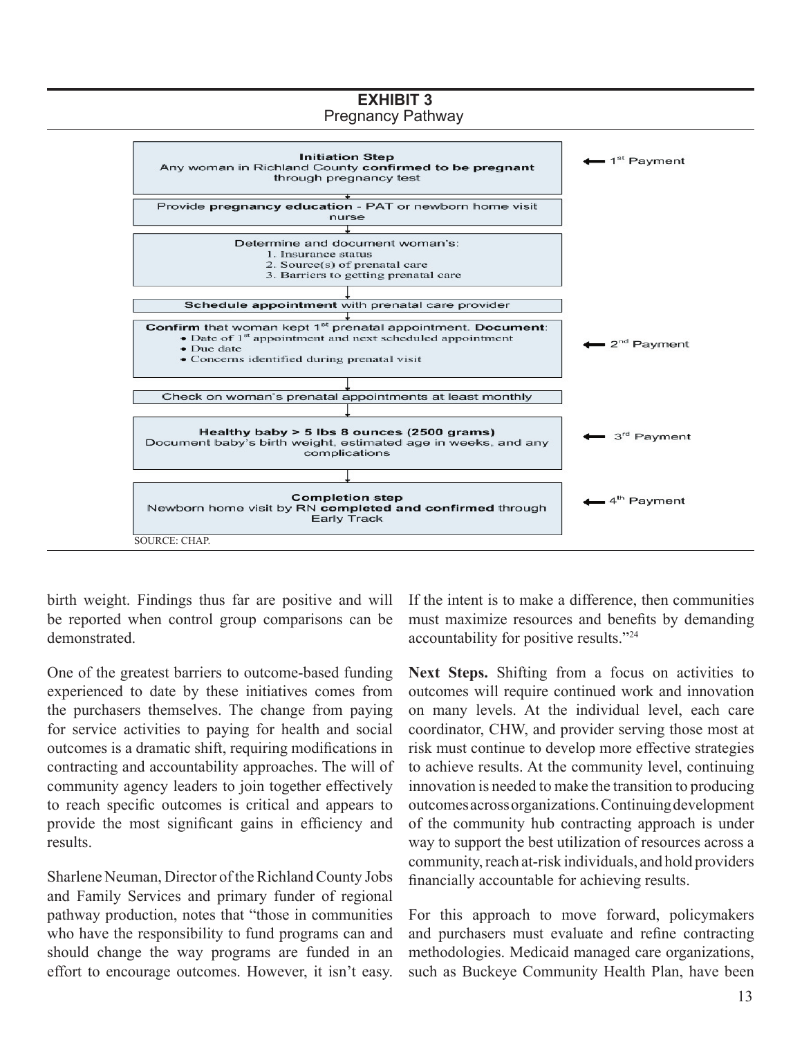**EXHIBIT 3**
Pregnancy Pathway

| Pathway Step | Payment |
|---|---|
| **Initiation Step**<br>Any woman in Richland County **confirmed to be pregnant** through pregnancy test | ← 1st Payment |
| Provide **pregnancy education** - PAT or newborn home visit nurse | |
| Determine and document woman's:<br>1. Insurance status<br>2. Source(s) of prenatal care<br>3. Barriers to getting prenatal care | |
| **Schedule appointment** with prenatal care provider | |
| **Confirm** that woman kept 1st prenatal appointment. **Document**:<br>• Date of 1st appointment and next scheduled appointment<br>• Due date<br>• Concerns identified during prenatal visit | ← 2nd Payment |
| Check on woman's prenatal appointments at least monthly | |
| **Healthy baby > 5 lbs 8 ounces (2500 grams)**<br>Document baby's birth weight, estimated age in weeks, and any complications | ← 3rd Payment |
| **Completion step**<br>Newborn home visit by RN **completed and confirmed** through Early Track | ← 4th Payment |

SOURCE: CHAP.

birth weight. Findings thus far are positive and will be reported when control group comparisons can be demonstrated.

One of the greatest barriers to outcome-based funding experienced to date by these initiatives comes from the purchasers themselves. The change from paying for service activities to paying for health and social outcomes is a dramatic shift, requiring modifications in contracting and accountability approaches. The will of community agency leaders to join together effectively to reach specific outcomes is critical and appears to provide the most significant gains in efficiency and results.

Sharlene Neuman, Director of the Richland County Jobs and Family Services and primary funder of regional pathway production, notes that "those in communities who have the responsibility to fund programs can and should change the way programs are funded in an effort to encourage outcomes. However, it isn't easy. If the intent is to make a difference, then communities must maximize resources and benefits by demanding accountability for positive results."[24]

**Next Steps.** Shifting from a focus on activities to outcomes will require continued work and innovation on many levels. At the individual level, each care coordinator, CHW, and provider serving those most at risk must continue to develop more effective strategies to achieve results. At the community level, continuing innovation is needed to make the transition to producing outcomes across organizations. Continuing development of the community hub contracting approach is under way to support the best utilization of resources across a community, reach at-risk individuals, and hold providers financially accountable for achieving results.

For this approach to move forward, policymakers and purchasers must evaluate and refine contracting methodologies. Medicaid managed care organizations, such as Buckeye Community Health Plan, have been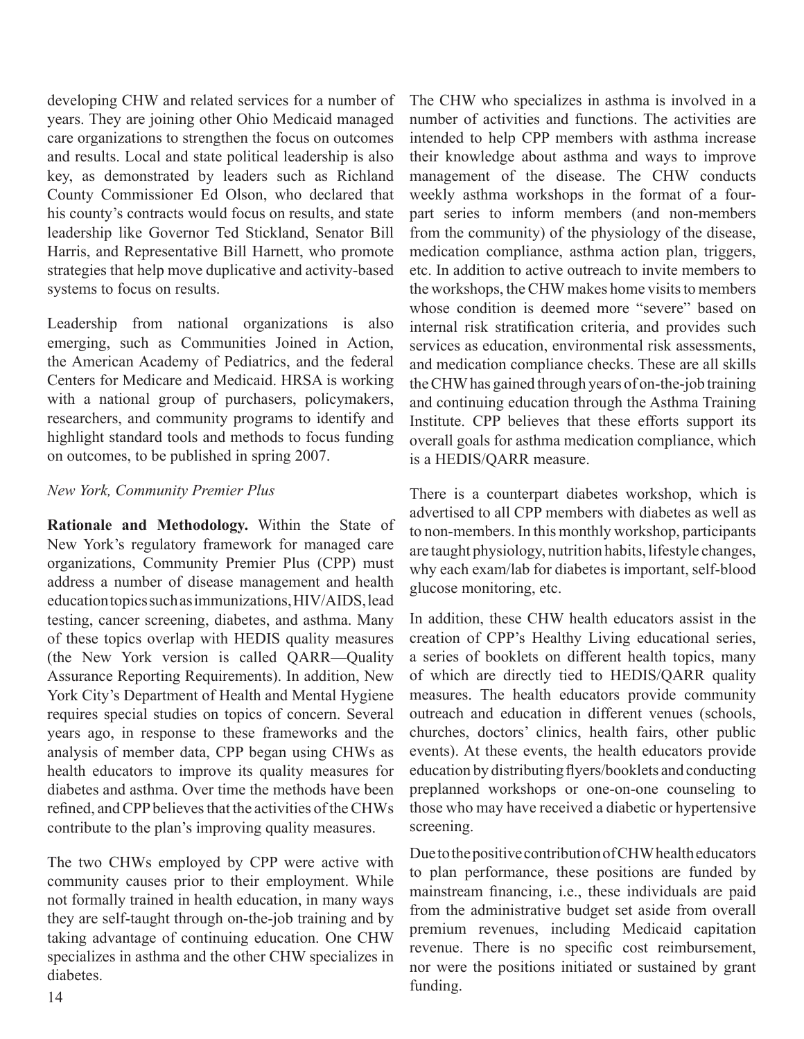developing CHW and related services for a number of years. They are joining other Ohio Medicaid managed care organizations to strengthen the focus on outcomes and results. Local and state political leadership is also key, as demonstrated by leaders such as Richland County Commissioner Ed Olson, who declared that his county's contracts would focus on results, and state leadership like Governor Ted Stickland, Senator Bill Harris, and Representative Bill Harnett, who promote strategies that help move duplicative and activity-based systems to focus on results.

Leadership from national organizations is also emerging, such as Communities Joined in Action, the American Academy of Pediatrics, and the federal Centers for Medicare and Medicaid. HRSA is working with a national group of purchasers, policymakers, researchers, and community programs to identify and highlight standard tools and methods to focus funding on outcomes, to be published in spring 2007.

*New York, Community Premier Plus*

**Rationale and Methodology.** Within the State of New York's regulatory framework for managed care organizations, Community Premier Plus (CPP) must address a number of disease management and health education topics such as immunizations, HIV/AIDS, lead testing, cancer screening, diabetes, and asthma. Many of these topics overlap with HEDIS quality measures (the New York version is called QARR—Quality Assurance Reporting Requirements). In addition, New York City's Department of Health and Mental Hygiene requires special studies on topics of concern. Several years ago, in response to these frameworks and the analysis of member data, CPP began using CHWs as health educators to improve its quality measures for diabetes and asthma. Over time the methods have been refined, and CPP believes that the activities of the CHWs contribute to the plan's improving quality measures.

The two CHWs employed by CPP were active with community causes prior to their employment. While not formally trained in health education, in many ways they are self-taught through on-the-job training and by taking advantage of continuing education. One CHW specializes in asthma and the other CHW specializes in diabetes.

The CHW who specializes in asthma is involved in a number of activities and functions. The activities are intended to help CPP members with asthma increase their knowledge about asthma and ways to improve management of the disease. The CHW conducts weekly asthma workshops in the format of a four-part series to inform members (and non-members from the community) of the physiology of the disease, medication compliance, asthma action plan, triggers, etc. In addition to active outreach to invite members to the workshops, the CHW makes home visits to members whose condition is deemed more "severe" based on internal risk stratification criteria, and provides such services as education, environmental risk assessments, and medication compliance checks. These are all skills the CHW has gained through years of on-the-job training and continuing education through the Asthma Training Institute. CPP believes that these efforts support its overall goals for asthma medication compliance, which is a HEDIS/QARR measure.

There is a counterpart diabetes workshop, which is advertised to all CPP members with diabetes as well as to non-members. In this monthly workshop, participants are taught physiology, nutrition habits, lifestyle changes, why each exam/lab for diabetes is important, self-blood glucose monitoring, etc.

In addition, these CHW health educators assist in the creation of CPP's Healthy Living educational series, a series of booklets on different health topics, many of which are directly tied to HEDIS/QARR quality measures. The health educators provide community outreach and education in different venues (schools, churches, doctors' clinics, health fairs, other public events). At these events, the health educators provide education by distributing flyers/booklets and conducting preplanned workshops or one-on-one counseling to those who may have received a diabetic or hypertensive screening.

Due to the positive contribution of CHW health educators to plan performance, these positions are funded by mainstream financing, i.e., these individuals are paid from the administrative budget set aside from overall premium revenues, including Medicaid capitation revenue. There is no specific cost reimbursement, nor were the positions initiated or sustained by grant funding.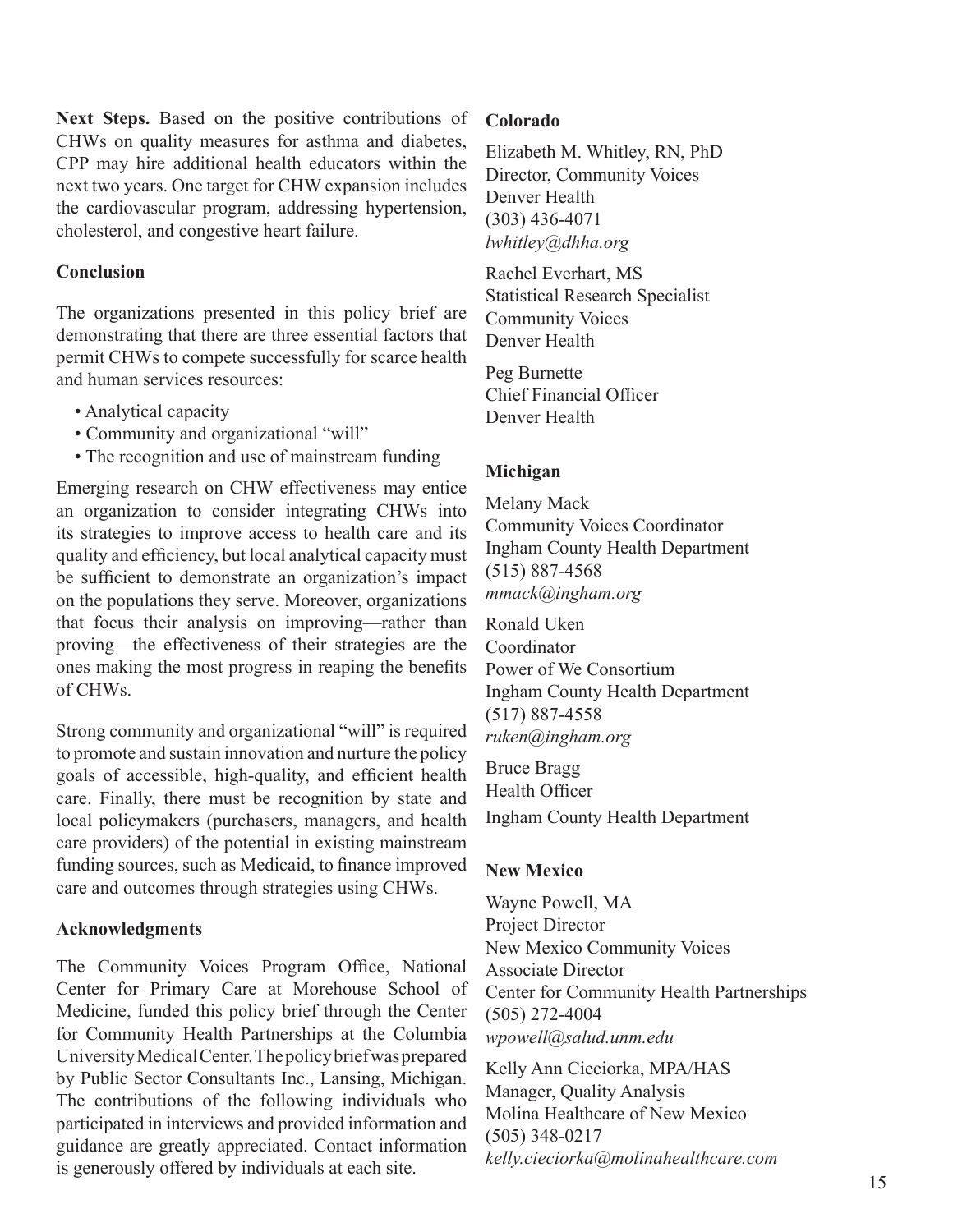**Next Steps.** Based on the positive contributions of CHWs on quality measures for asthma and diabetes, CPP may hire additional health educators within the next two years. One target for CHW expansion includes the cardiovascular program, addressing hypertension, cholesterol, and congestive heart failure.

### Conclusion

The organizations presented in this policy brief are demonstrating that there are three essential factors that permit CHWs to compete successfully for scarce health and human services resources:

- Analytical capacity
- Community and organizational "will"
- The recognition and use of mainstream funding

Emerging research on CHW effectiveness may entice an organization to consider integrating CHWs into its strategies to improve access to health care and its quality and efficiency, but local analytical capacity must be sufficient to demonstrate an organization's impact on the populations they serve. Moreover, organizations that focus their analysis on improving—rather than proving—the effectiveness of their strategies are the ones making the most progress in reaping the benefits of CHWs.

Strong community and organizational "will" is required to promote and sustain innovation and nurture the policy goals of accessible, high-quality, and efficient health care. Finally, there must be recognition by state and local policymakers (purchasers, managers, and health care providers) of the potential in existing mainstream funding sources, such as Medicaid, to finance improved care and outcomes through strategies using CHWs.

### Acknowledgments

The Community Voices Program Office, National Center for Primary Care at Morehouse School of Medicine, funded this policy brief through the Center for Community Health Partnerships at the Columbia University Medical Center. The policy brief was prepared by Public Sector Consultants Inc., Lansing, Michigan. The contributions of the following individuals who participated in interviews and provided information and guidance are greatly appreciated. Contact information is generously offered by individuals at each site.

#### Colorado

Elizabeth M. Whitley, RN, PhD
Director, Community Voices
Denver Health
(303) 436-4071
*lwhitley@dhha.org*

Rachel Everhart, MS
Statistical Research Specialist
Community Voices
Denver Health

Peg Burnette
Chief Financial Officer
Denver Health

#### Michigan

Melany Mack
Community Voices Coordinator
Ingham County Health Department
(515) 887-4568
*mmack@ingham.org*

Ronald Uken
Coordinator
Power of We Consortium
Ingham County Health Department
(517) 887-4558
*ruken@ingham.org*

Bruce Bragg
Health Officer
Ingham County Health Department

#### New Mexico

Wayne Powell, MA
Project Director
New Mexico Community Voices
Associate Director
Center for Community Health Partnerships
(505) 272-4004
*wpowell@salud.unm.edu*

Kelly Ann Cieciorka, MPA/HAS
Manager, Quality Analysis
Molina Healthcare of New Mexico
(505) 348-0217
*kelly.cieciorka@molinahealthcare.com*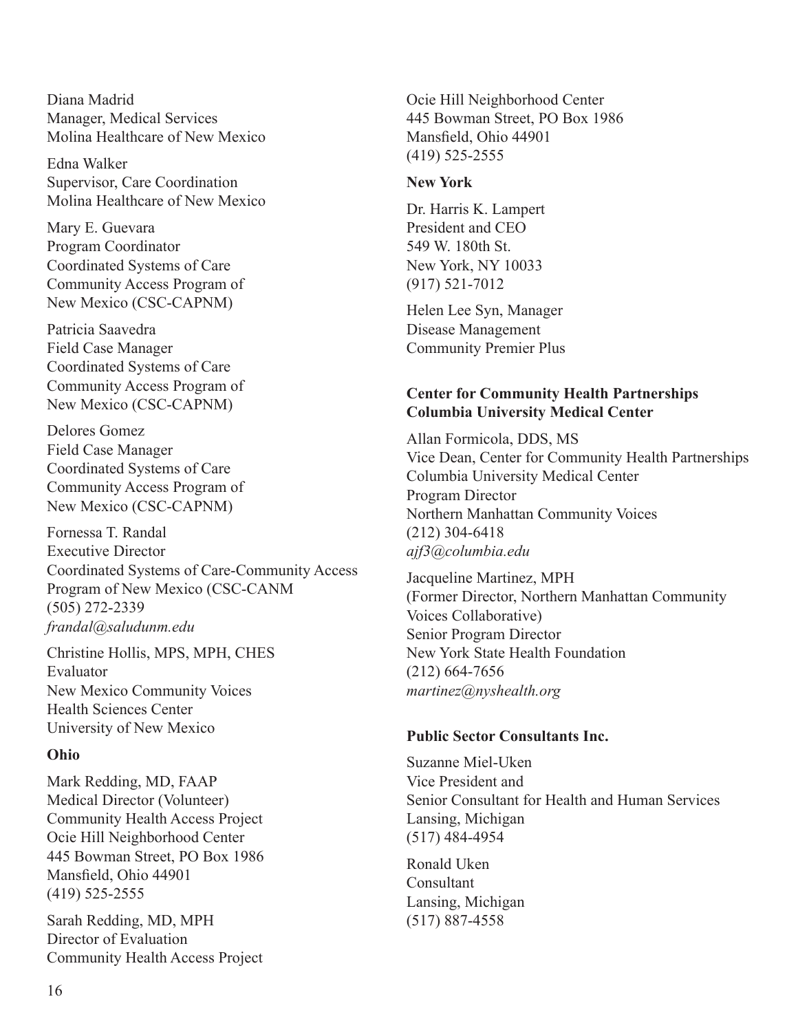Diana Madrid
Manager, Medical Services
Molina Healthcare of New Mexico

Edna Walker
Supervisor, Care Coordination
Molina Healthcare of New Mexico

Mary E. Guevara
Program Coordinator
Coordinated Systems of Care
Community Access Program of
New Mexico (CSC-CAPNM)

Patricia Saavedra
Field Case Manager
Coordinated Systems of Care
Community Access Program of
New Mexico (CSC-CAPNM)

Delores Gomez
Field Case Manager
Coordinated Systems of Care
Community Access Program of
New Mexico (CSC-CAPNM)

Fornessa T. Randal
Executive Director
Coordinated Systems of Care-Community Access
Program of New Mexico (CSC-CANM
(505) 272-2339
*frandal@saludunm.edu*

Christine Hollis, MPS, MPH, CHES
Evaluator
New Mexico Community Voices
Health Sciences Center
University of New Mexico

**Ohio**

Mark Redding, MD, FAAP
Medical Director (Volunteer)
Community Health Access Project
Ocie Hill Neighborhood Center
445 Bowman Street, PO Box 1986
Mansfield, Ohio 44901
(419) 525-2555

Sarah Redding, MD, MPH
Director of Evaluation
Community Health Access Project
Ocie Hill Neighborhood Center
445 Bowman Street, PO Box 1986
Mansfield, Ohio 44901
(419) 525-2555

**New York**

Dr. Harris K. Lampert
President and CEO
549 W. 180th St.
New York, NY 10033
(917) 521-7012

Helen Lee Syn, Manager
Disease Management
Community Premier Plus

**Center for Community Health Partnerships**
**Columbia University Medical Center**

Allan Formicola, DDS, MS
Vice Dean, Center for Community Health Partnerships
Columbia University Medical Center
Program Director
Northern Manhattan Community Voices
(212) 304-6418
*ajf3@columbia.edu*

Jacqueline Martinez, MPH
(Former Director, Northern Manhattan Community Voices Collaborative)
Senior Program Director
New York State Health Foundation
(212) 664-7656
*martinez@nyshealth.org*

**Public Sector Consultants Inc.**

Suzanne Miel-Uken
Vice President and
Senior Consultant for Health and Human Services
Lansing, Michigan
(517) 484-4954

Ronald Uken
Consultant
Lansing, Michigan
(517) 887-4558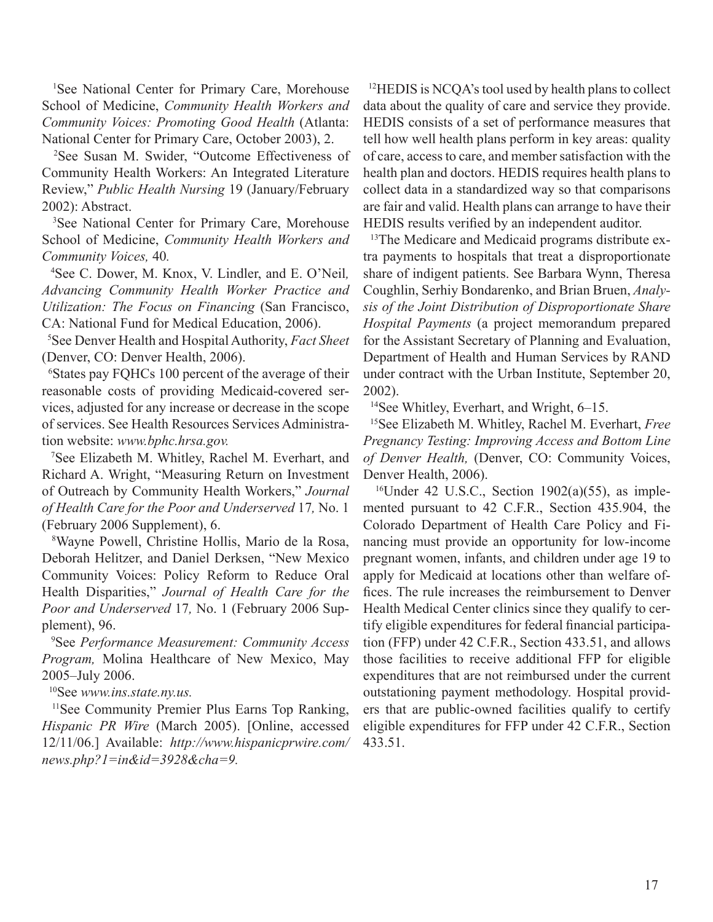[1]See National Center for Primary Care, Morehouse School of Medicine, *Community Health Workers and Community Voices: Promoting Good Health* (Atlanta: National Center for Primary Care, October 2003), 2.

[2]See Susan M. Swider, "Outcome Effectiveness of Community Health Workers: An Integrated Literature Review," *Public Health Nursing* 19 (January/February 2002): Abstract.

[3]See National Center for Primary Care, Morehouse School of Medicine, *Community Health Workers and Community Voices,* 40.

[4]See C. Dower, M. Knox, V. Lindler, and E. O'Neil*, Advancing Community Health Worker Practice and Utilization: The Focus on Financing* (San Francisco, CA: National Fund for Medical Education, 2006).

[5]See Denver Health and Hospital Authority, *Fact Sheet* (Denver, CO: Denver Health, 2006).

[6]States pay FQHCs 100 percent of the average of their reasonable costs of providing Medicaid-covered services, adjusted for any increase or decrease in the scope of services. See Health Resources Services Administration website: *www.bphc.hrsa.gov.*

[7]See Elizabeth M. Whitley, Rachel M. Everhart, and Richard A. Wright, "Measuring Return on Investment of Outreach by Community Health Workers," *Journal of Health Care for the Poor and Underserved* 17*,* No. 1 (February 2006 Supplement), 6.

[8]Wayne Powell, Christine Hollis, Mario de la Rosa, Deborah Helitzer, and Daniel Derksen, "New Mexico Community Voices: Policy Reform to Reduce Oral Health Disparities," *Journal of Health Care for the Poor and Underserved* 17*,* No. 1 (February 2006 Supplement), 96.

[9]See *Performance Measurement: Community Access Program,* Molina Healthcare of New Mexico, May 2005–July 2006.

[10]See *www.ins.state.ny.us.*

[11]See Community Premier Plus Earns Top Ranking, *Hispanic PR Wire* (March 2005). [Online, accessed 12/11/06.] Available: *http://www.hispanicprwire.com/news.php?1=in&id=3928&cha=9.*

[12]HEDIS is NCQA's tool used by health plans to collect data about the quality of care and service they provide. HEDIS consists of a set of performance measures that tell how well health plans perform in key areas: quality of care, access to care, and member satisfaction with the health plan and doctors. HEDIS requires health plans to collect data in a standardized way so that comparisons are fair and valid. Health plans can arrange to have their HEDIS results verified by an independent auditor.

[13]The Medicare and Medicaid programs distribute extra payments to hospitals that treat a disproportionate share of indigent patients. See Barbara Wynn, Theresa Coughlin, Serhiy Bondarenko, and Brian Bruen, *Analysis of the Joint Distribution of Disproportionate Share Hospital Payments* (a project memorandum prepared for the Assistant Secretary of Planning and Evaluation, Department of Health and Human Services by RAND under contract with the Urban Institute, September 20, 2002).

[14]See Whitley, Everhart, and Wright, 6–15.

[15]See Elizabeth M. Whitley, Rachel M. Everhart, *Free Pregnancy Testing: Improving Access and Bottom Line of Denver Health,* (Denver, CO: Community Voices, Denver Health, 2006).

[16]Under 42 U.S.C., Section 1902(a)(55), as implemented pursuant to 42 C.F.R., Section 435.904, the Colorado Department of Health Care Policy and Financing must provide an opportunity for low-income pregnant women, infants, and children under age 19 to apply for Medicaid at locations other than welfare offices. The rule increases the reimbursement to Denver Health Medical Center clinics since they qualify to certify eligible expenditures for federal financial participation (FFP) under 42 C.F.R., Section 433.51, and allows those facilities to receive additional FFP for eligible expenditures that are not reimbursed under the current outstationing payment methodology. Hospital providers that are public-owned facilities qualify to certify eligible expenditures for FFP under 42 C.F.R., Section 433.51.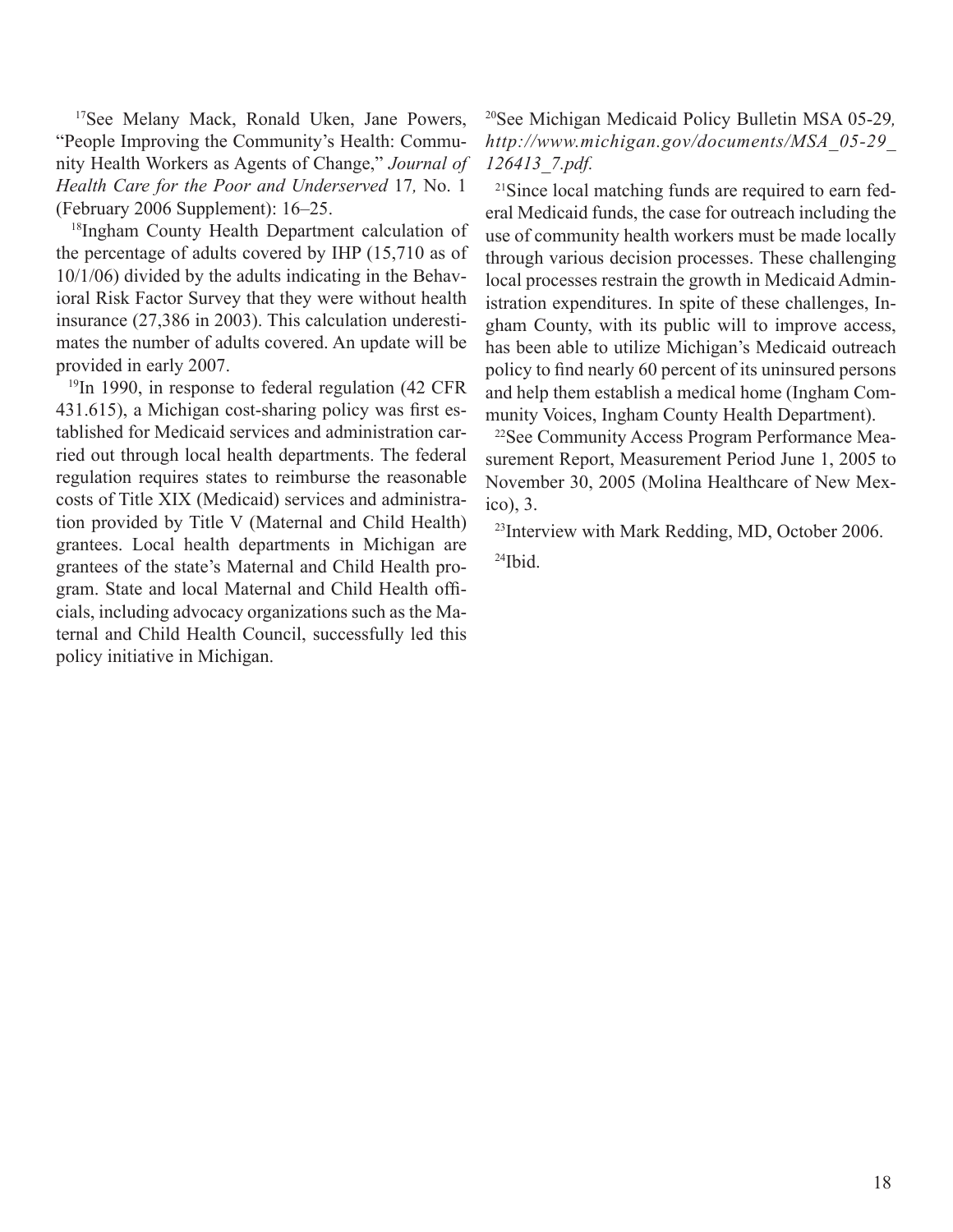[17]See Melany Mack, Ronald Uken, Jane Powers, "People Improving the Community's Health: Community Health Workers as Agents of Change," *Journal of Health Care for the Poor and Underserved* 17*,* No. 1 (February 2006 Supplement): 16–25.

[18]Ingham County Health Department calculation of the percentage of adults covered by IHP (15,710 as of 10/1/06) divided by the adults indicating in the Behavioral Risk Factor Survey that they were without health insurance (27,386 in 2003). This calculation underestimates the number of adults covered. An update will be provided in early 2007.

[19]In 1990, in response to federal regulation (42 CFR 431.615), a Michigan cost-sharing policy was first established for Medicaid services and administration carried out through local health departments. The federal regulation requires states to reimburse the reasonable costs of Title XIX (Medicaid) services and administration provided by Title V (Maternal and Child Health) grantees. Local health departments in Michigan are grantees of the state's Maternal and Child Health program. State and local Maternal and Child Health officials, including advocacy organizations such as the Maternal and Child Health Council, successfully led this policy initiative in Michigan.

[20]See Michigan Medicaid Policy Bulletin MSA 05-29*, http://www.michigan.gov/documents/MSA_05-29_126413_7.pdf.*

[21]Since local matching funds are required to earn federal Medicaid funds, the case for outreach including the use of community health workers must be made locally through various decision processes. These challenging local processes restrain the growth in Medicaid Administration expenditures. In spite of these challenges, Ingham County, with its public will to improve access, has been able to utilize Michigan's Medicaid outreach policy to find nearly 60 percent of its uninsured persons and help them establish a medical home (Ingham Community Voices, Ingham County Health Department).

[22]See Community Access Program Performance Measurement Report, Measurement Period June 1, 2005 to November 30, 2005 (Molina Healthcare of New Mexico), 3.

[23]Interview with Mark Redding, MD, October 2006.

[24]Ibid.